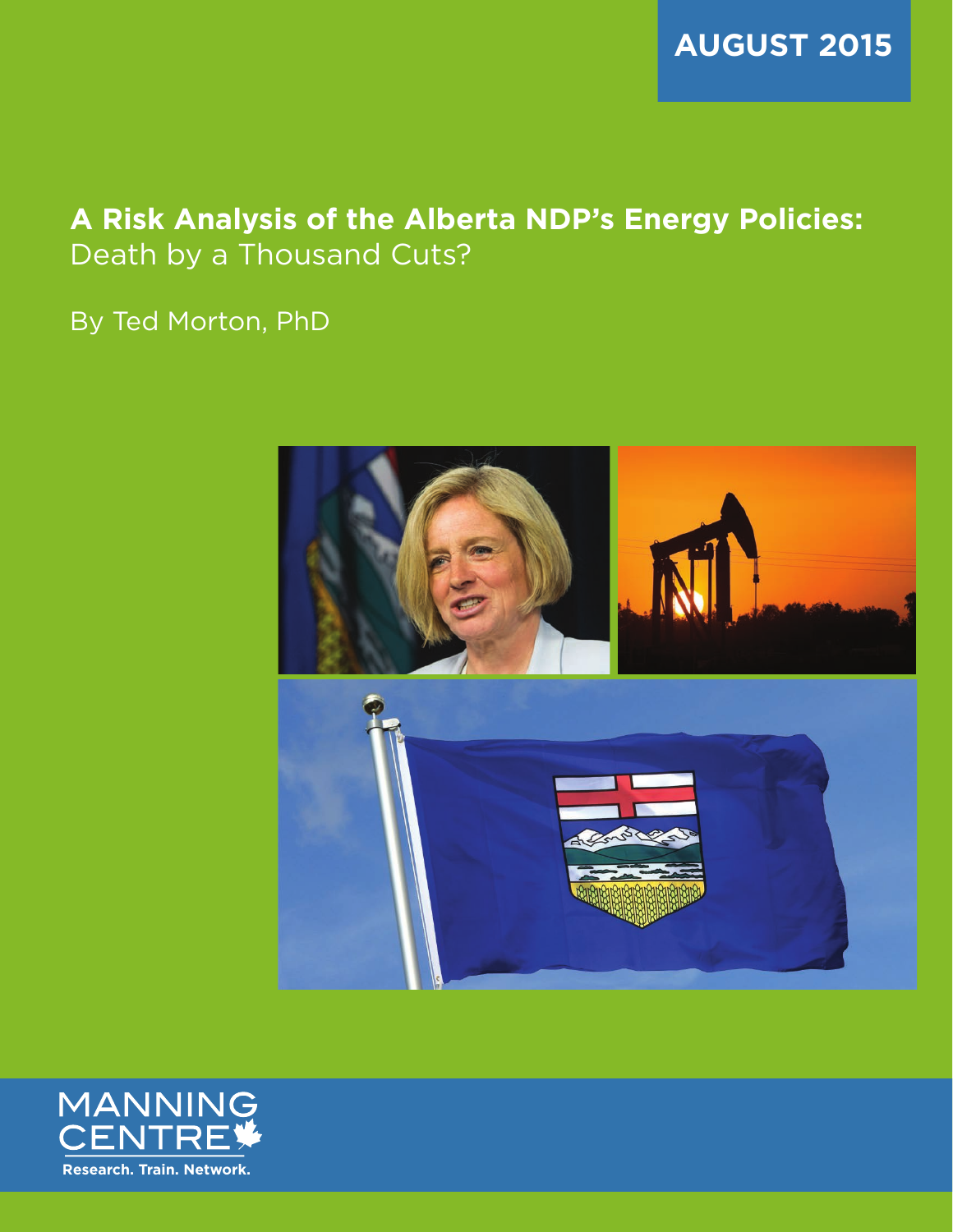**AUGUST 2015**

# A Risk Analysis of the Alberta NDP's Energy Policies:
## Death by a Thousand Cuts?

By Ted Morton, PhD

MANNING CENTRE

Research. Train. Network.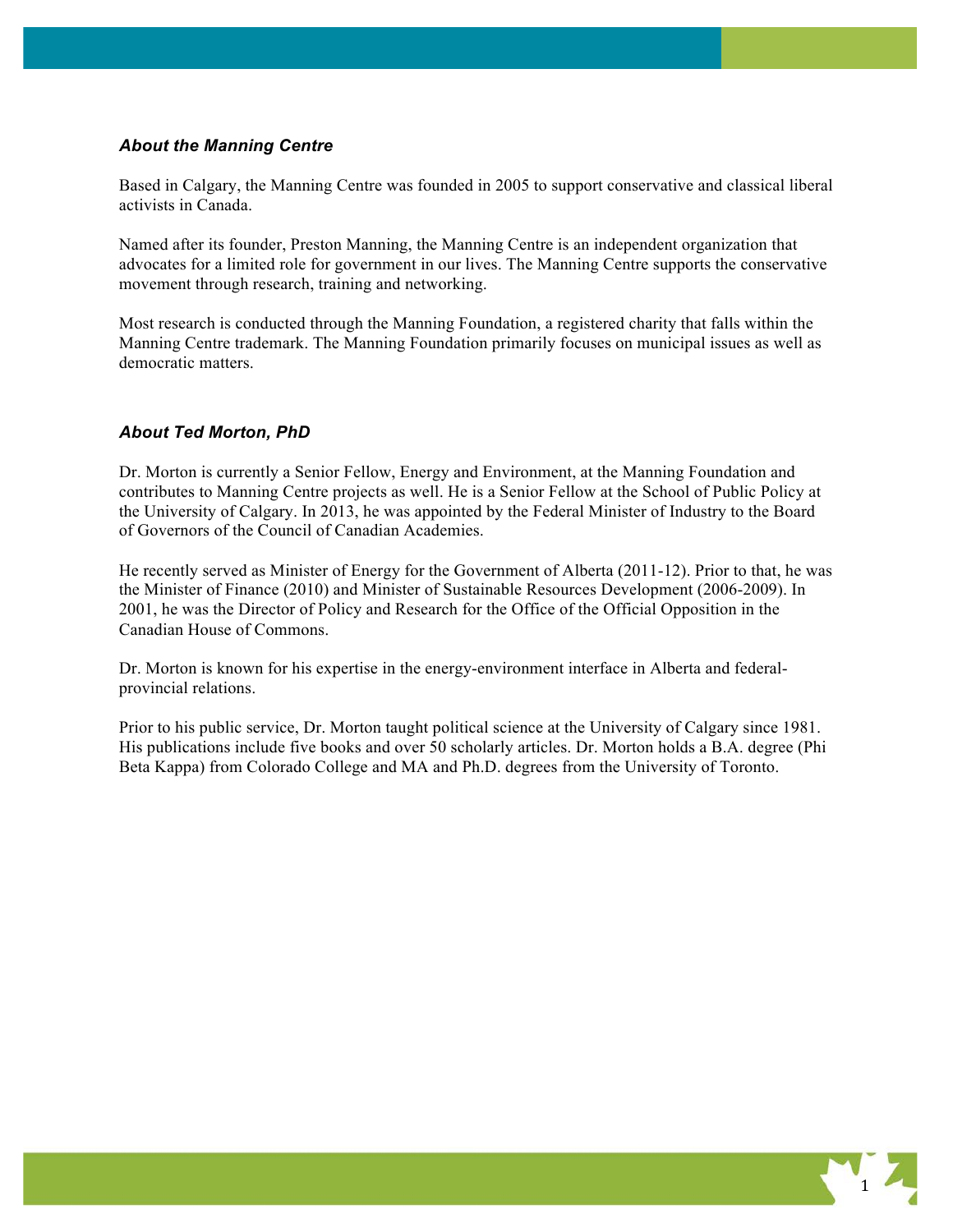### *About the Manning Centre*

Based in Calgary, the Manning Centre was founded in 2005 to support conservative and classical liberal activists in Canada.

Named after its founder, Preston Manning, the Manning Centre is an independent organization that advocates for a limited role for government in our lives. The Manning Centre supports the conservative movement through research, training and networking.

Most research is conducted through the Manning Foundation, a registered charity that falls within the Manning Centre trademark. The Manning Foundation primarily focuses on municipal issues as well as democratic matters.

### *About Ted Morton, PhD*

Dr. Morton is currently a Senior Fellow, Energy and Environment, at the Manning Foundation and contributes to Manning Centre projects as well. He is a Senior Fellow at the School of Public Policy at the University of Calgary. In 2013, he was appointed by the Federal Minister of Industry to the Board of Governors of the Council of Canadian Academies.

He recently served as Minister of Energy for the Government of Alberta (2011-12). Prior to that, he was the Minister of Finance (2010) and Minister of Sustainable Resources Development (2006-2009). In 2001, he was the Director of Policy and Research for the Office of the Official Opposition in the Canadian House of Commons.

Dr. Morton is known for his expertise in the energy-environment interface in Alberta and federal-provincial relations.

Prior to his public service, Dr. Morton taught political science at the University of Calgary since 1981. His publications include five books and over 50 scholarly articles. Dr. Morton holds a B.A. degree (Phi Beta Kappa) from Colorado College and MA and Ph.D. degrees from the University of Toronto.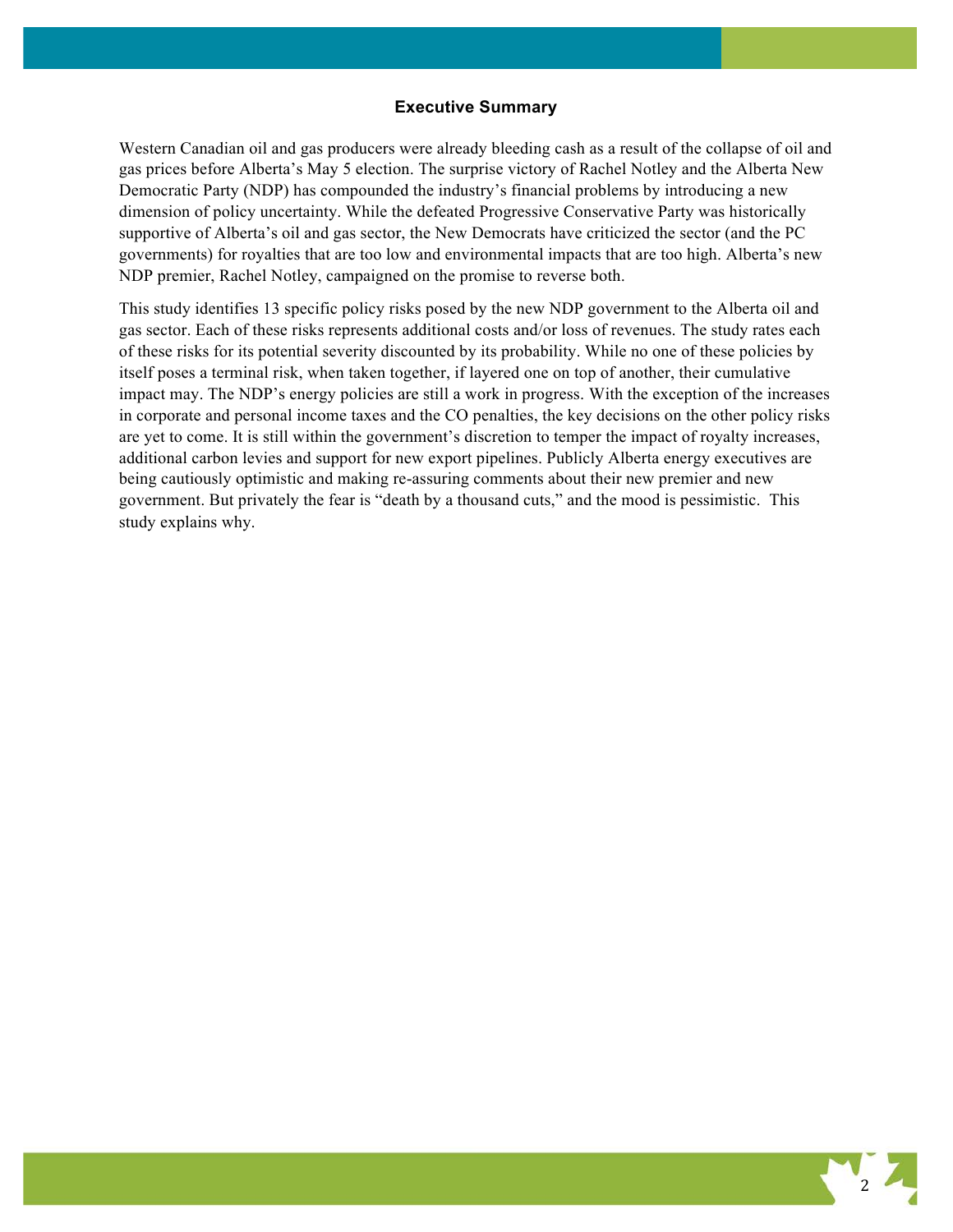## Executive Summary

Western Canadian oil and gas producers were already bleeding cash as a result of the collapse of oil and gas prices before Alberta's May 5 election. The surprise victory of Rachel Notley and the Alberta New Democratic Party (NDP) has compounded the industry's financial problems by introducing a new dimension of policy uncertainty. While the defeated Progressive Conservative Party was historically supportive of Alberta's oil and gas sector, the New Democrats have criticized the sector (and the PC governments) for royalties that are too low and environmental impacts that are too high. Alberta's new NDP premier, Rachel Notley, campaigned on the promise to reverse both.

This study identifies 13 specific policy risks posed by the new NDP government to the Alberta oil and gas sector. Each of these risks represents additional costs and/or loss of revenues. The study rates each of these risks for its potential severity discounted by its probability. While no one of these policies by itself poses a terminal risk, when taken together, if layered one on top of another, their cumulative impact may. The NDP's energy policies are still a work in progress. With the exception of the increases in corporate and personal income taxes and the CO penalties, the key decisions on the other policy risks are yet to come. It is still within the government's discretion to temper the impact of royalty increases, additional carbon levies and support for new export pipelines. Publicly Alberta energy executives are being cautiously optimistic and making re-assuring comments about their new premier and new government. But privately the fear is "death by a thousand cuts," and the mood is pessimistic. This study explains why.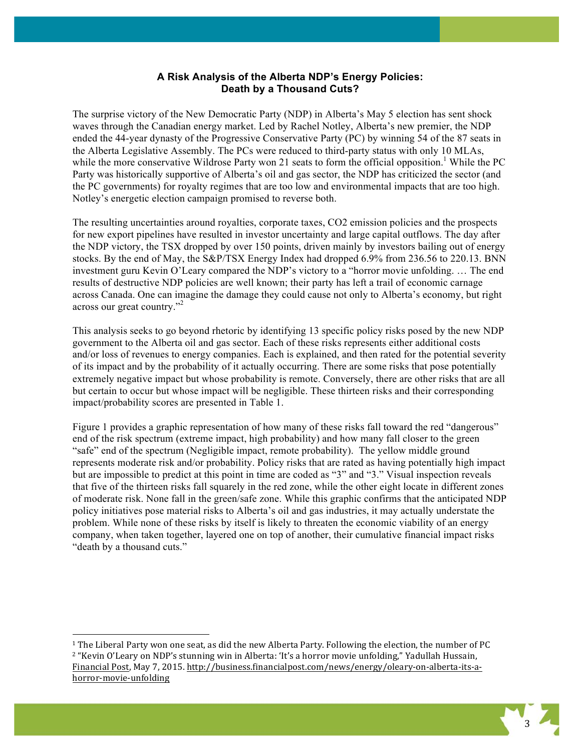**A Risk Analysis of the Alberta NDP's Energy Policies:**
**Death by a Thousand Cuts?**

The surprise victory of the New Democratic Party (NDP) in Alberta's May 5 election has sent shock waves through the Canadian energy market. Led by Rachel Notley, Alberta's new premier, the NDP ended the 44-year dynasty of the Progressive Conservative Party (PC) by winning 54 of the 87 seats in the Alberta Legislative Assembly. The PCs were reduced to third-party status with only 10 MLAs, while the more conservative Wildrose Party won 21 seats to form the official opposition.[1] While the PC Party was historically supportive of Alberta's oil and gas sector, the NDP has criticized the sector (and the PC governments) for royalty regimes that are too low and environmental impacts that are too high. Notley's energetic election campaign promised to reverse both.

The resulting uncertainties around royalties, corporate taxes, $CO_2$ emission policies and the prospects for new export pipelines have resulted in investor uncertainty and large capital outflows. The day after the NDP victory, the TSX dropped by over 150 points, driven mainly by investors bailing out of energy stocks. By the end of May, the S&P/TSX Energy Index had dropped 6.9% from 236.56 to 220.13. BNN investment guru Kevin O'Leary compared the NDP's victory to a "horror movie unfolding. … The end results of destructive NDP policies are well known; their party has left a trail of economic carnage across Canada. One can imagine the damage they could cause not only to Alberta's economy, but right across our great country."[2]

This analysis seeks to go beyond rhetoric by identifying 13 specific policy risks posed by the new NDP government to the Alberta oil and gas sector. Each of these risks represents either additional costs and/or loss of revenues to energy companies. Each is explained, and then rated for the potential severity of its impact and by the probability of it actually occurring. There are some risks that pose potentially extremely negative impact but whose probability is remote. Conversely, there are other risks that are all but certain to occur but whose impact will be negligible. These thirteen risks and their corresponding impact/probability scores are presented in Table 1.

Figure 1 provides a graphic representation of how many of these risks fall toward the red "dangerous" end of the risk spectrum (extreme impact, high probability) and how many fall closer to the green "safe" end of the spectrum (Negligible impact, remote probability). The yellow middle ground represents moderate risk and/or probability. Policy risks that are rated as having potentially high impact but are impossible to predict at this point in time are coded as "3" and "3." Visual inspection reveals that five of the thirteen risks fall squarely in the red zone, while the other eight locate in different zones of moderate risk. None fall in the green/safe zone. While this graphic confirms that the anticipated NDP policy initiatives pose material risks to Alberta's oil and gas industries, it may actually understate the problem. While none of these risks by itself is likely to threaten the economic viability of an energy company, when taken together, layered one on top of another, their cumulative financial impact risks "death by a thousand cuts."

---

[1] The Liberal Party won one seat, as did the new Alberta Party. Following the election, the number of PC

[2] "Kevin O'Leary on NDP's stunning win in Alberta: 'It's a horror movie unfolding," Yadullah Hussain, Financial Post, May 7, 2015. http://business.financialpost.com/news/energy/oleary-on-alberta-its-a-horror-movie-unfolding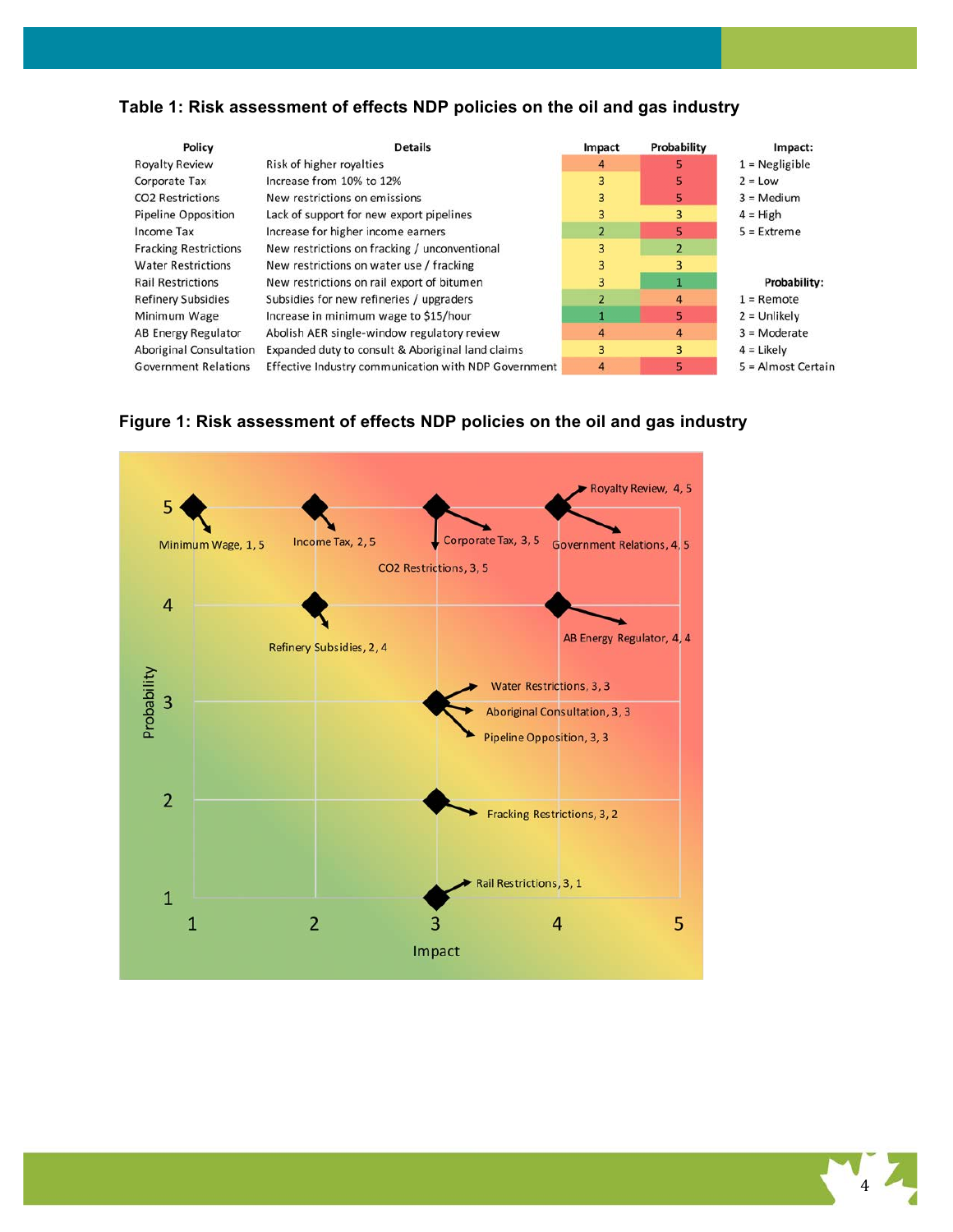**Table 1: Risk assessment of effects NDP policies on the oil and gas industry**

| Policy | Details | Impact | Probability |
|---|---|---|---|
| Royalty Review | Risk of higher royalties | 4 | 5 |
| Corporate Tax | Increase from 10% to 12% | 3 | 5 |
| CO2 Restrictions | New restrictions on emissions | 3 | 5 |
| Pipeline Opposition | Lack of support for new export pipelines | 3 | 3 |
| Income Tax | Increase for higher income earners | 2 | 5 |
| Fracking Restrictions | New restrictions on fracking / unconventional | 3 | 2 |
| Water Restrictions | New restrictions on water use / fracking | 3 | 3 |
| Rail Restrictions | New restrictions on rail export of bitumen | 3 | 1 |
| Refinery Subsidies | Subsidies for new refineries / upgraders | 2 | 4 |
| Minimum Wage | Increase in minimum wage to $15/hour | 1 | 5 |
| AB Energy Regulator | Abolish AER single-window regulatory review | 4 | 4 |
| Aboriginal Consultation | Expanded duty to consult & Aboriginal land claims | 3 | 3 |
| Government Relations | Effective Industry communication with NDP Government | 4 | 5 |

**Impact:**
1 = Negligible
2 = Low
3 = Medium
4 = High
5 = Extreme

**Probability:**
1 = Remote
2 = Unlikely
3 = Moderate
4 = Likely
5 = Almost Certain

**Figure 1: Risk assessment of effects NDP policies on the oil and gas industry**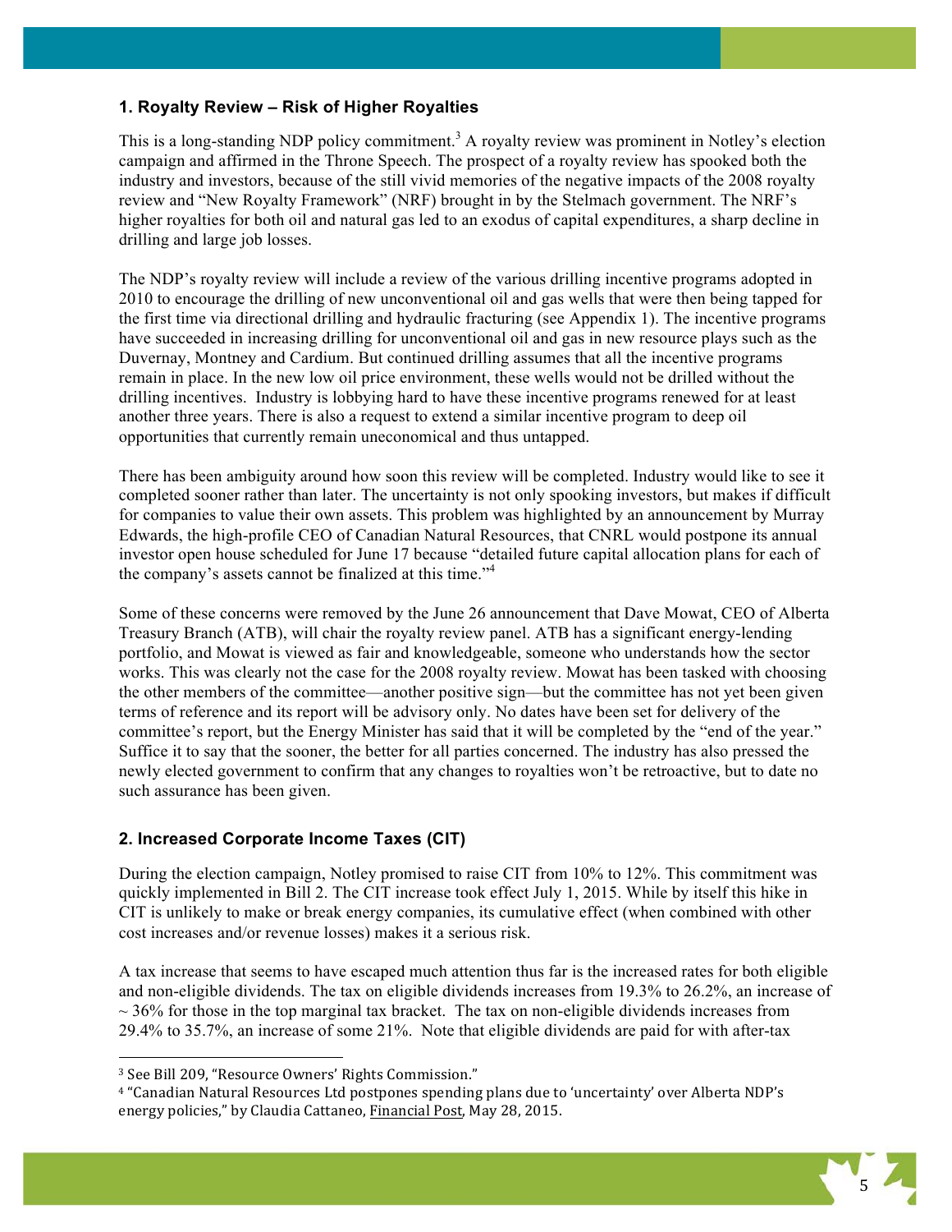### 1. Royalty Review – Risk of Higher Royalties

This is a long-standing NDP policy commitment.[3] A royalty review was prominent in Notley's election campaign and affirmed in the Throne Speech. The prospect of a royalty review has spooked both the industry and investors, because of the still vivid memories of the negative impacts of the 2008 royalty review and "New Royalty Framework" (NRF) brought in by the Stelmach government. The NRF's higher royalties for both oil and natural gas led to an exodus of capital expenditures, a sharp decline in drilling and large job losses.

The NDP's royalty review will include a review of the various drilling incentive programs adopted in 2010 to encourage the drilling of new unconventional oil and gas wells that were then being tapped for the first time via directional drilling and hydraulic fracturing (see Appendix 1). The incentive programs have succeeded in increasing drilling for unconventional oil and gas in new resource plays such as the Duvernay, Montney and Cardium. But continued drilling assumes that all the incentive programs remain in place. In the new low oil price environment, these wells would not be drilled without the drilling incentives. Industry is lobbying hard to have these incentive programs renewed for at least another three years. There is also a request to extend a similar incentive program to deep oil opportunities that currently remain uneconomical and thus untapped.

There has been ambiguity around how soon this review will be completed. Industry would like to see it completed sooner rather than later. The uncertainty is not only spooking investors, but makes if difficult for companies to value their own assets. This problem was highlighted by an announcement by Murray Edwards, the high-profile CEO of Canadian Natural Resources, that CNRL would postpone its annual investor open house scheduled for June 17 because "detailed future capital allocation plans for each of the company's assets cannot be finalized at this time."[4]

Some of these concerns were removed by the June 26 announcement that Dave Mowat, CEO of Alberta Treasury Branch (ATB), will chair the royalty review panel. ATB has a significant energy-lending portfolio, and Mowat is viewed as fair and knowledgeable, someone who understands how the sector works. This was clearly not the case for the 2008 royalty review. Mowat has been tasked with choosing the other members of the committee—another positive sign—but the committee has not yet been given terms of reference and its report will be advisory only. No dates have been set for delivery of the committee's report, but the Energy Minister has said that it will be completed by the "end of the year." Suffice it to say that the sooner, the better for all parties concerned. The industry has also pressed the newly elected government to confirm that any changes to royalties won't be retroactive, but to date no such assurance has been given.

### 2. Increased Corporate Income Taxes (CIT)

During the election campaign, Notley promised to raise CIT from 10% to 12%. This commitment was quickly implemented in Bill 2. The CIT increase took effect July 1, 2015. While by itself this hike in CIT is unlikely to make or break energy companies, its cumulative effect (when combined with other cost increases and/or revenue losses) makes it a serious risk.

A tax increase that seems to have escaped much attention thus far is the increased rates for both eligible and non-eligible dividends. The tax on eligible dividends increases from 19.3% to 26.2%, an increase of ~ 36% for those in the top marginal tax bracket. The tax on non-eligible dividends increases from 29.4% to 35.7%, an increase of some 21%. Note that eligible dividends are paid for with after-tax

---

[3] See Bill 209, "Resource Owners' Rights Commission."

[4] "Canadian Natural Resources Ltd postpones spending plans due to 'uncertainty' over Alberta NDP's energy policies," by Claudia Cattaneo, Financial Post, May 28, 2015.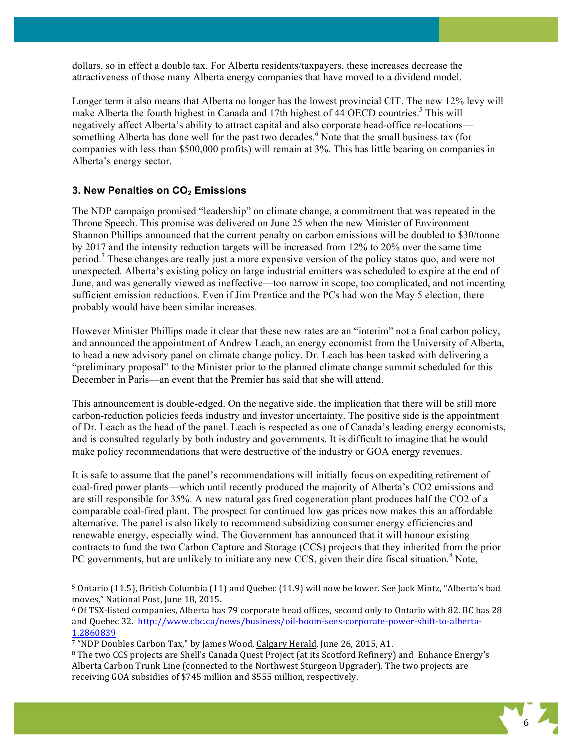dollars, so in effect a double tax. For Alberta residents/taxpayers, these increases decrease the attractiveness of those many Alberta energy companies that have moved to a dividend model.

Longer term it also means that Alberta no longer has the lowest provincial CIT. The new 12% levy will make Alberta the fourth highest in Canada and 17th highest of 44 OECD countries.[5] This will negatively affect Alberta's ability to attract capital and also corporate head-office re-locations—something Alberta has done well for the past two decades.[6] Note that the small business tax (for companies with less than $500,000 profits) will remain at 3%. This has little bearing on companies in Alberta's energy sector.

### 3. New Penalties on $CO_2$ Emissions

The NDP campaign promised "leadership" on climate change, a commitment that was repeated in the Throne Speech. This promise was delivered on June 25 when the new Minister of Environment Shannon Phillips announced that the current penalty on carbon emissions will be doubled to $30/tonne by 2017 and the intensity reduction targets will be increased from 12% to 20% over the same time period.[7] These changes are really just a more expensive version of the policy status quo, and were not unexpected. Alberta's existing policy on large industrial emitters was scheduled to expire at the end of June, and was generally viewed as ineffective—too narrow in scope, too complicated, and not incenting sufficient emission reductions. Even if Jim Prentice and the PCs had won the May 5 election, there probably would have been similar increases.

However Minister Phillips made it clear that these new rates are an "interim" not a final carbon policy, and announced the appointment of Andrew Leach, an energy economist from the University of Alberta, to head a new advisory panel on climate change policy. Dr. Leach has been tasked with delivering a "preliminary proposal" to the Minister prior to the planned climate change summit scheduled for this December in Paris—an event that the Premier has said that she will attend.

This announcement is double-edged. On the negative side, the implication that there will be still more carbon-reduction policies feeds industry and investor uncertainty. The positive side is the appointment of Dr. Leach as the head of the panel. Leach is respected as one of Canada's leading energy economists, and is consulted regularly by both industry and governments. It is difficult to imagine that he would make policy recommendations that were destructive of the industry or GOA energy revenues.

It is safe to assume that the panel's recommendations will initially focus on expediting retirement of coal-fired power plants—which until recently produced the majority of Alberta's CO2 emissions and are still responsible for 35%. A new natural gas fired cogeneration plant produces half the CO2 of a comparable coal-fired plant. The prospect for continued low gas prices now makes this an affordable alternative. The panel is also likely to recommend subsidizing consumer energy efficiencies and renewable energy, especially wind. The Government has announced that it will honour existing contracts to fund the two Carbon Capture and Storage (CCS) projects that they inherited from the prior PC governments, but are unlikely to initiate any new CCS, given their dire fiscal situation.[8] Note,

---

[5] Ontario (11.5), British Columbia (11) and Quebec (11.9) will now be lower. See Jack Mintz, "Alberta's bad moves," National Post, June 18, 2015.

[6] Of TSX-listed companies, Alberta has 79 corporate head offices, second only to Ontario with 82. BC has 28 and Quebec 32. http://www.cbc.ca/news/business/oil-boom-sees-corporate-power-shift-to-alberta-1.2860839

[7] "NDP Doubles Carbon Tax," by James Wood, Calgary Herald, June 26, 2015, A1.

[8] The two CCS projects are Shell's Canada Quest Project (at its Scotford Refinery) and Enhance Energy's Alberta Carbon Trunk Line (connected to the Northwest Sturgeon Upgrader). The two projects are receiving GOA subsidies of $745 million and $555 million, respectively.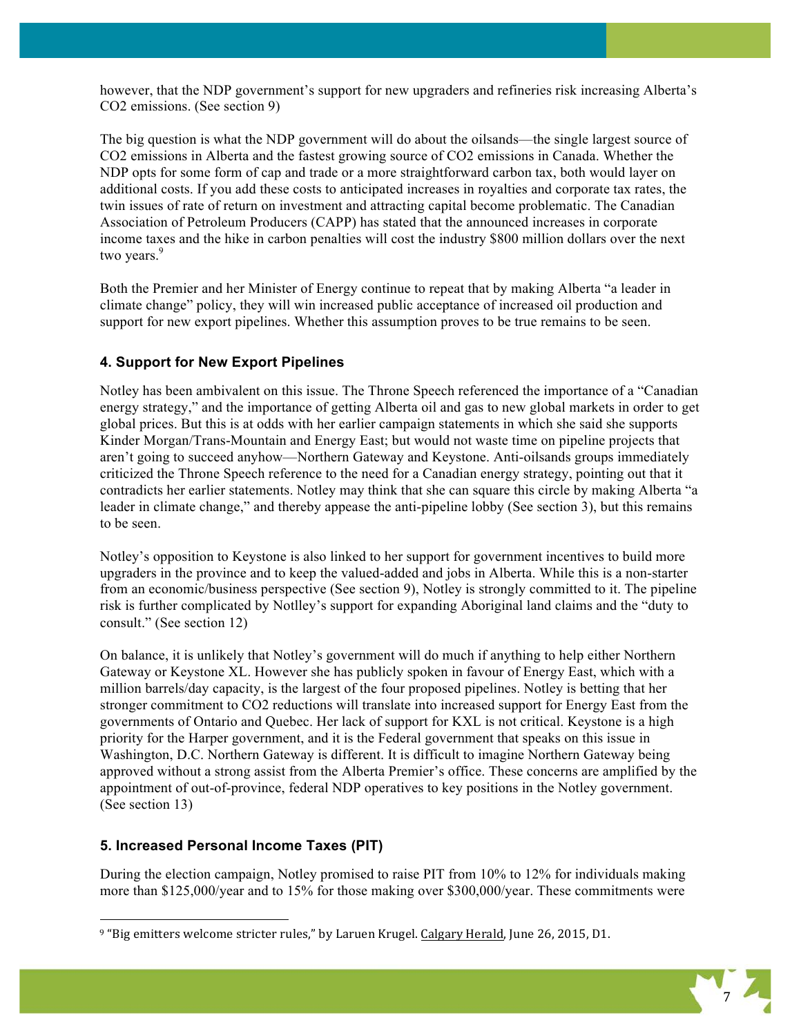however, that the NDP government's support for new upgraders and refineries risk increasing Alberta's $CO_2$ emissions. (See section 9)

The big question is what the NDP government will do about the oilsands—the single largest source of $CO_2$ emissions in Alberta and the fastest growing source of $CO_2$ emissions in Canada. Whether the NDP opts for some form of cap and trade or a more straightforward carbon tax, both would layer on additional costs. If you add these costs to anticipated increases in royalties and corporate tax rates, the twin issues of rate of return on investment and attracting capital become problematic. The Canadian Association of Petroleum Producers (CAPP) has stated that the announced increases in corporate income taxes and the hike in carbon penalties will cost the industry $800 million dollars over the next two years.[9]

Both the Premier and her Minister of Energy continue to repeat that by making Alberta "a leader in climate change" policy, they will win increased public acceptance of increased oil production and support for new export pipelines. Whether this assumption proves to be true remains to be seen.

### 4. Support for New Export Pipelines

Notley has been ambivalent on this issue. The Throne Speech referenced the importance of a "Canadian energy strategy," and the importance of getting Alberta oil and gas to new global markets in order to get global prices. But this is at odds with her earlier campaign statements in which she said she supports Kinder Morgan/Trans-Mountain and Energy East; but would not waste time on pipeline projects that aren't going to succeed anyhow—Northern Gateway and Keystone. Anti-oilsands groups immediately criticized the Throne Speech reference to the need for a Canadian energy strategy, pointing out that it contradicts her earlier statements. Notley may think that she can square this circle by making Alberta "a leader in climate change," and thereby appease the anti-pipeline lobby (See section 3), but this remains to be seen.

Notley's opposition to Keystone is also linked to her support for government incentives to build more upgraders in the province and to keep the valued-added and jobs in Alberta. While this is a non-starter from an economic/business perspective (See section 9), Notley is strongly committed to it. The pipeline risk is further complicated by Nottley's support for expanding Aboriginal land claims and the "duty to consult." (See section 12)

On balance, it is unlikely that Notley's government will do much if anything to help either Northern Gateway or Keystone XL. However she has publicly spoken in favour of Energy East, which with a million barrels/day capacity, is the largest of the four proposed pipelines. Notley is betting that her stronger commitment to $CO_2$ reductions will translate into increased support for Energy East from the governments of Ontario and Quebec. Her lack of support for KXL is not critical. Keystone is a high priority for the Harper government, and it is the Federal government that speaks on this issue in Washington, D.C. Northern Gateway is different. It is difficult to imagine Northern Gateway being approved without a strong assist from the Alberta Premier's office. These concerns are amplified by the appointment of out-of-province, federal NDP operatives to key positions in the Notley government. (See section 13)

### 5. Increased Personal Income Taxes (PIT)

During the election campaign, Notley promised to raise PIT from 10% to 12% for individuals making more than $125,000/year and to 15% for those making over $300,000/year. These commitments were

---

[9] "Big emitters welcome stricter rules," by Laruen Krugel. Calgary Herald, June 26, 2015, D1.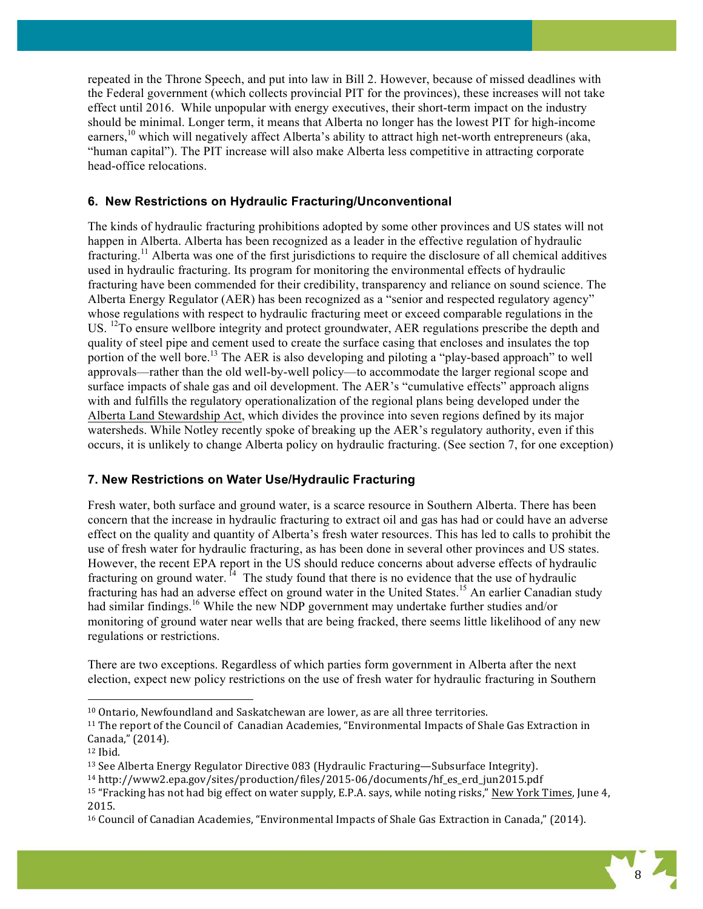repeated in the Throne Speech, and put into law in Bill 2. However, because of missed deadlines with the Federal government (which collects provincial PIT for the provinces), these increases will not take effect until 2016. While unpopular with energy executives, their short-term impact on the industry should be minimal. Longer term, it means that Alberta no longer has the lowest PIT for high-income earners,[10] which will negatively affect Alberta's ability to attract high net-worth entrepreneurs (aka, "human capital"). The PIT increase will also make Alberta less competitive in attracting corporate head-office relocations.

### 6. New Restrictions on Hydraulic Fracturing/Unconventional

The kinds of hydraulic fracturing prohibitions adopted by some other provinces and US states will not happen in Alberta. Alberta has been recognized as a leader in the effective regulation of hydraulic fracturing.[11] Alberta was one of the first jurisdictions to require the disclosure of all chemical additives used in hydraulic fracturing. Its program for monitoring the environmental effects of hydraulic fracturing have been commended for their credibility, transparency and reliance on sound science. The Alberta Energy Regulator (AER) has been recognized as a "senior and respected regulatory agency" whose regulations with respect to hydraulic fracturing meet or exceed comparable regulations in the US. [12]To ensure wellbore integrity and protect groundwater, AER regulations prescribe the depth and quality of steel pipe and cement used to create the surface casing that encloses and insulates the top portion of the well bore.[13] The AER is also developing and piloting a "play-based approach" to well approvals—rather than the old well-by-well policy—to accommodate the larger regional scope and surface impacts of shale gas and oil development. The AER's "cumulative effects" approach aligns with and fulfills the regulatory operationalization of the regional plans being developed under the Alberta Land Stewardship Act, which divides the province into seven regions defined by its major watersheds. While Notley recently spoke of breaking up the AER's regulatory authority, even if this occurs, it is unlikely to change Alberta policy on hydraulic fracturing. (See section 7, for one exception)

### 7. New Restrictions on Water Use/Hydraulic Fracturing

Fresh water, both surface and ground water, is a scarce resource in Southern Alberta. There has been concern that the increase in hydraulic fracturing to extract oil and gas has had or could have an adverse effect on the quality and quantity of Alberta's fresh water resources. This has led to calls to prohibit the use of fresh water for hydraulic fracturing, as has been done in several other provinces and US states. However, the recent EPA report in the US should reduce concerns about adverse effects of hydraulic fracturing on ground water. [14] The study found that there is no evidence that the use of hydraulic fracturing has had an adverse effect on ground water in the United States.[15] An earlier Canadian study had similar findings.[16] While the new NDP government may undertake further studies and/or monitoring of ground water near wells that are being fracked, there seems little likelihood of any new regulations or restrictions.

There are two exceptions. Regardless of which parties form government in Alberta after the next election, expect new policy restrictions on the use of fresh water for hydraulic fracturing in Southern

---

[10] Ontario, Newfoundland and Saskatchewan are lower, as are all three territories.

[11] The report of the Council of Canadian Academies, "Environmental Impacts of Shale Gas Extraction in Canada," (2014).

[12] Ibid.

[13] See Alberta Energy Regulator Directive 083 (Hydraulic Fracturing—Subsurface Integrity).

[14] http://www2.epa.gov/sites/production/files/2015-06/documents/hf_es_erd_jun2015.pdf

[15] "Fracking has not had big effect on water supply, E.P.A. says, while noting risks," New York Times, June 4, 2015.

[16] Council of Canadian Academies, "Environmental Impacts of Shale Gas Extraction in Canada," (2014).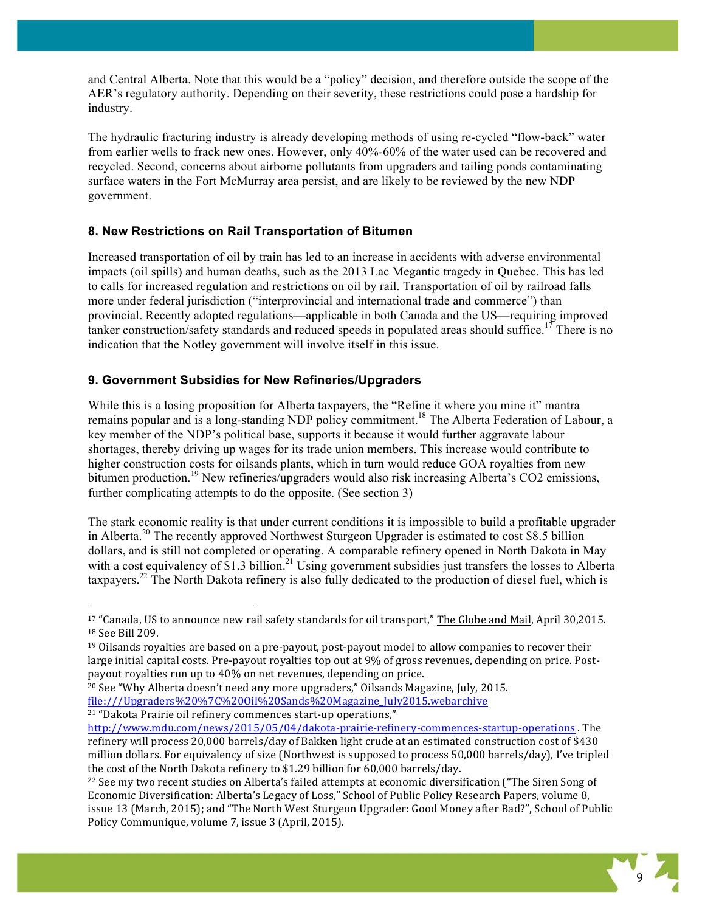and Central Alberta. Note that this would be a "policy" decision, and therefore outside the scope of the AER's regulatory authority. Depending on their severity, these restrictions could pose a hardship for industry.

The hydraulic fracturing industry is already developing methods of using re-cycled "flow-back" water from earlier wells to frack new ones. However, only 40%-60% of the water used can be recovered and recycled. Second, concerns about airborne pollutants from upgraders and tailing ponds contaminating surface waters in the Fort McMurray area persist, and are likely to be reviewed by the new NDP government.

### 8. New Restrictions on Rail Transportation of Bitumen

Increased transportation of oil by train has led to an increase in accidents with adverse environmental impacts (oil spills) and human deaths, such as the 2013 Lac Megantic tragedy in Quebec. This has led to calls for increased regulation and restrictions on oil by rail. Transportation of oil by railroad falls more under federal jurisdiction ("interprovincial and international trade and commerce") than provincial. Recently adopted regulations—applicable in both Canada and the US—requiring improved tanker construction/safety standards and reduced speeds in populated areas should suffice.[17] There is no indication that the Notley government will involve itself in this issue.

### 9. Government Subsidies for New Refineries/Upgraders

While this is a losing proposition for Alberta taxpayers, the "Refine it where you mine it" mantra remains popular and is a long-standing NDP policy commitment.[18] The Alberta Federation of Labour, a key member of the NDP's political base, supports it because it would further aggravate labour shortages, thereby driving up wages for its trade union members. This increase would contribute to higher construction costs for oilsands plants, which in turn would reduce GOA royalties from new bitumen production.[19] New refineries/upgraders would also risk increasing Alberta's $CO_2$ emissions, further complicating attempts to do the opposite. (See section 3)

The stark economic reality is that under current conditions it is impossible to build a profitable upgrader in Alberta.[20] The recently approved Northwest Sturgeon Upgrader is estimated to cost $8.5 billion dollars, and is still not completed or operating. A comparable refinery opened in North Dakota in May with a cost equivalency of $1.3 billion.[21] Using government subsidies just transfers the losses to Alberta taxpayers.[22] The North Dakota refinery is also fully dedicated to the production of diesel fuel, which is

---

[17] "Canada, US to announce new rail safety standards for oil transport," The Globe and Mail, April 30,2015.

[18] See Bill 209.

[19] Oilsands royalties are based on a pre-payout, post-payout model to allow companies to recover their large initial capital costs. Pre-payout royalties top out at 9% of gross revenues, depending on price. Post-payout royalties run up to 40% on net revenues, depending on price.

[20] See "Why Alberta doesn't need any more upgraders," Oilsands Magazine, July, 2015. file:///Upgraders%20%7C%20Oil%20Sands%20Magazine_July2015.webarchive

[21] "Dakota Prairie oil refinery commences start-up operations," http://www.mdu.com/news/2015/05/04/dakota-prairie-refinery-commences-startup-operations . The refinery will process 20,000 barrels/day of Bakken light crude at an estimated construction cost of $430 million dollars. For equivalency of size (Northwest is supposed to process 50,000 barrels/day), I've tripled the cost of the North Dakota refinery to $1.29 billion for 60,000 barrels/day.

[22] See my two recent studies on Alberta's failed attempts at economic diversification ("The Siren Song of Economic Diversification: Alberta's Legacy of Loss," School of Public Policy Research Papers, volume 8, issue 13 (March, 2015); and "The North West Sturgeon Upgrader: Good Money after Bad?", School of Public Policy Communique, volume 7, issue 3 (April, 2015).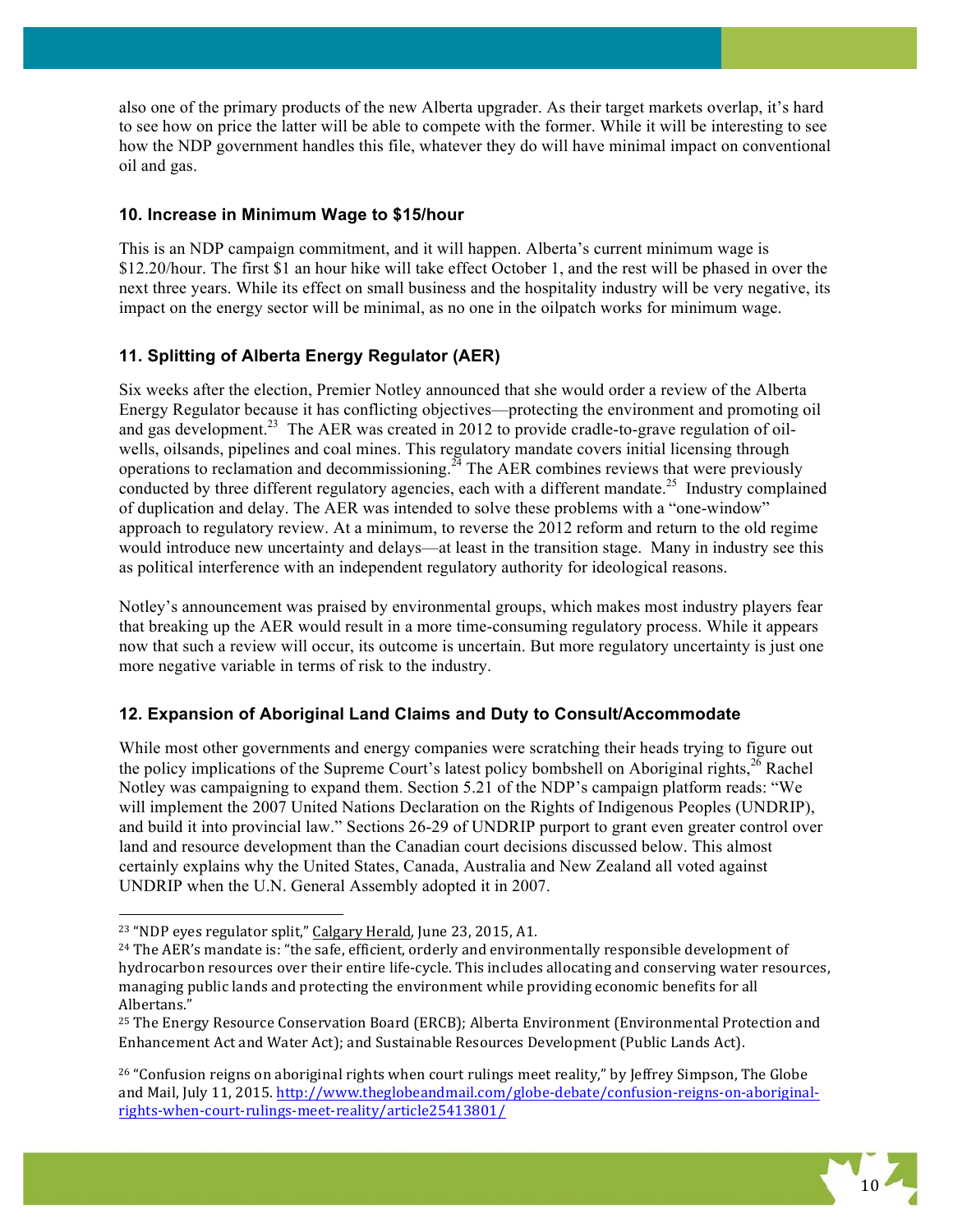also one of the primary products of the new Alberta upgrader. As their target markets overlap, it's hard to see how on price the latter will be able to compete with the former. While it will be interesting to see how the NDP government handles this file, whatever they do will have minimal impact on conventional oil and gas.

### 10. Increase in Minimum Wage to $15/hour

This is an NDP campaign commitment, and it will happen. Alberta's current minimum wage is $12.20/hour. The first $1 an hour hike will take effect October 1, and the rest will be phased in over the next three years. While its effect on small business and the hospitality industry will be very negative, its impact on the energy sector will be minimal, as no one in the oilpatch works for minimum wage.

### 11. Splitting of Alberta Energy Regulator (AER)

Six weeks after the election, Premier Notley announced that she would order a review of the Alberta Energy Regulator because it has conflicting objectives—protecting the environment and promoting oil and gas development.[23] The AER was created in 2012 to provide cradle-to-grave regulation of oil-wells, oilsands, pipelines and coal mines. This regulatory mandate covers initial licensing through operations to reclamation and decommissioning.[24] The AER combines reviews that were previously conducted by three different regulatory agencies, each with a different mandate.[25] Industry complained of duplication and delay. The AER was intended to solve these problems with a "one-window" approach to regulatory review. At a minimum, to reverse the 2012 reform and return to the old regime would introduce new uncertainty and delays—at least in the transition stage. Many in industry see this as political interference with an independent regulatory authority for ideological reasons.

Notley's announcement was praised by environmental groups, which makes most industry players fear that breaking up the AER would result in a more time-consuming regulatory process. While it appears now that such a review will occur, its outcome is uncertain. But more regulatory uncertainty is just one more negative variable in terms of risk to the industry.

### 12. Expansion of Aboriginal Land Claims and Duty to Consult/Accommodate

While most other governments and energy companies were scratching their heads trying to figure out the policy implications of the Supreme Court's latest policy bombshell on Aboriginal rights,[26] Rachel Notley was campaigning to expand them. Section 5.21 of the NDP's campaign platform reads: "We will implement the 2007 United Nations Declaration on the Rights of Indigenous Peoples (UNDRIP), and build it into provincial law." Sections 26-29 of UNDRIP purport to grant even greater control over land and resource development than the Canadian court decisions discussed below. This almost certainly explains why the United States, Canada, Australia and New Zealand all voted against UNDRIP when the U.N. General Assembly adopted it in 2007.

---

[23] "NDP eyes regulator split," Calgary Herald, June 23, 2015, A1.

[24] The AER's mandate is: "the safe, efficient, orderly and environmentally responsible development of hydrocarbon resources over their entire life-cycle. This includes allocating and conserving water resources, managing public lands and protecting the environment while providing economic benefits for all Albertans."

[25] The Energy Resource Conservation Board (ERCB); Alberta Environment (Environmental Protection and Enhancement Act and Water Act); and Sustainable Resources Development (Public Lands Act).

[26] "Confusion reigns on aboriginal rights when court rulings meet reality," by Jeffrey Simpson, The Globe and Mail, July 11, 2015. http://www.theglobeandmail.com/globe-debate/confusion-reigns-on-aboriginal-rights-when-court-rulings-meet-reality/article25413801/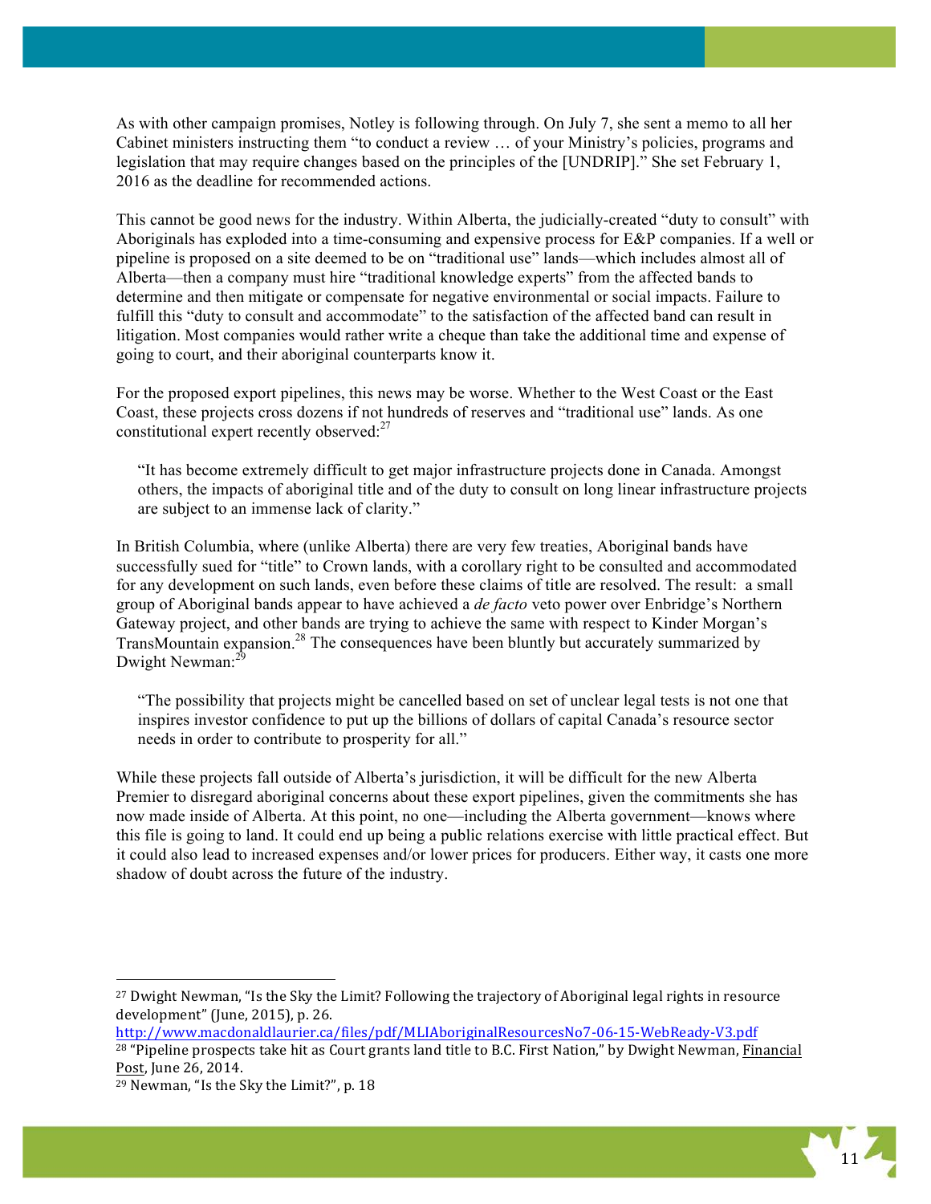As with other campaign promises, Notley is following through. On July 7, she sent a memo to all her Cabinet ministers instructing them "to conduct a review … of your Ministry's policies, programs and legislation that may require changes based on the principles of the [UNDRIP]." She set February 1, 2016 as the deadline for recommended actions.

This cannot be good news for the industry. Within Alberta, the judicially-created "duty to consult" with Aboriginals has exploded into a time-consuming and expensive process for E&P companies. If a well or pipeline is proposed on a site deemed to be on "traditional use" lands—which includes almost all of Alberta—then a company must hire "traditional knowledge experts" from the affected bands to determine and then mitigate or compensate for negative environmental or social impacts. Failure to fulfill this "duty to consult and accommodate" to the satisfaction of the affected band can result in litigation. Most companies would rather write a cheque than take the additional time and expense of going to court, and their aboriginal counterparts know it.

For the proposed export pipelines, this news may be worse. Whether to the West Coast or the East Coast, these projects cross dozens if not hundreds of reserves and "traditional use" lands. As one constitutional expert recently observed:[27]

> "It has become extremely difficult to get major infrastructure projects done in Canada. Amongst others, the impacts of aboriginal title and of the duty to consult on long linear infrastructure projects are subject to an immense lack of clarity."

In British Columbia, where (unlike Alberta) there are very few treaties, Aboriginal bands have successfully sued for "title" to Crown lands, with a corollary right to be consulted and accommodated for any development on such lands, even before these claims of title are resolved. The result: a small group of Aboriginal bands appear to have achieved a *de facto* veto power over Enbridge's Northern Gateway project, and other bands are trying to achieve the same with respect to Kinder Morgan's TransMountain expansion.[28] The consequences have been bluntly but accurately summarized by Dwight Newman:[29]

> "The possibility that projects might be cancelled based on set of unclear legal tests is not one that inspires investor confidence to put up the billions of dollars of capital Canada's resource sector needs in order to contribute to prosperity for all."

While these projects fall outside of Alberta's jurisdiction, it will be difficult for the new Alberta Premier to disregard aboriginal concerns about these export pipelines, given the commitments she has now made inside of Alberta. At this point, no one—including the Alberta government—knows where this file is going to land. It could end up being a public relations exercise with little practical effect. But it could also lead to increased expenses and/or lower prices for producers. Either way, it casts one more shadow of doubt across the future of the industry.

---

[27] Dwight Newman, "Is the Sky the Limit? Following the trajectory of Aboriginal legal rights in resource development" (June, 2015), p. 26. http://www.macdonaldlaurier.ca/files/pdf/MLIAboriginalResourcesNo7-06-15-WebReady-V3.pdf

[28] "Pipeline prospects take hit as Court grants land title to B.C. First Nation," by Dwight Newman, Financial Post, June 26, 2014.

[29] Newman, "Is the Sky the Limit?", p. 18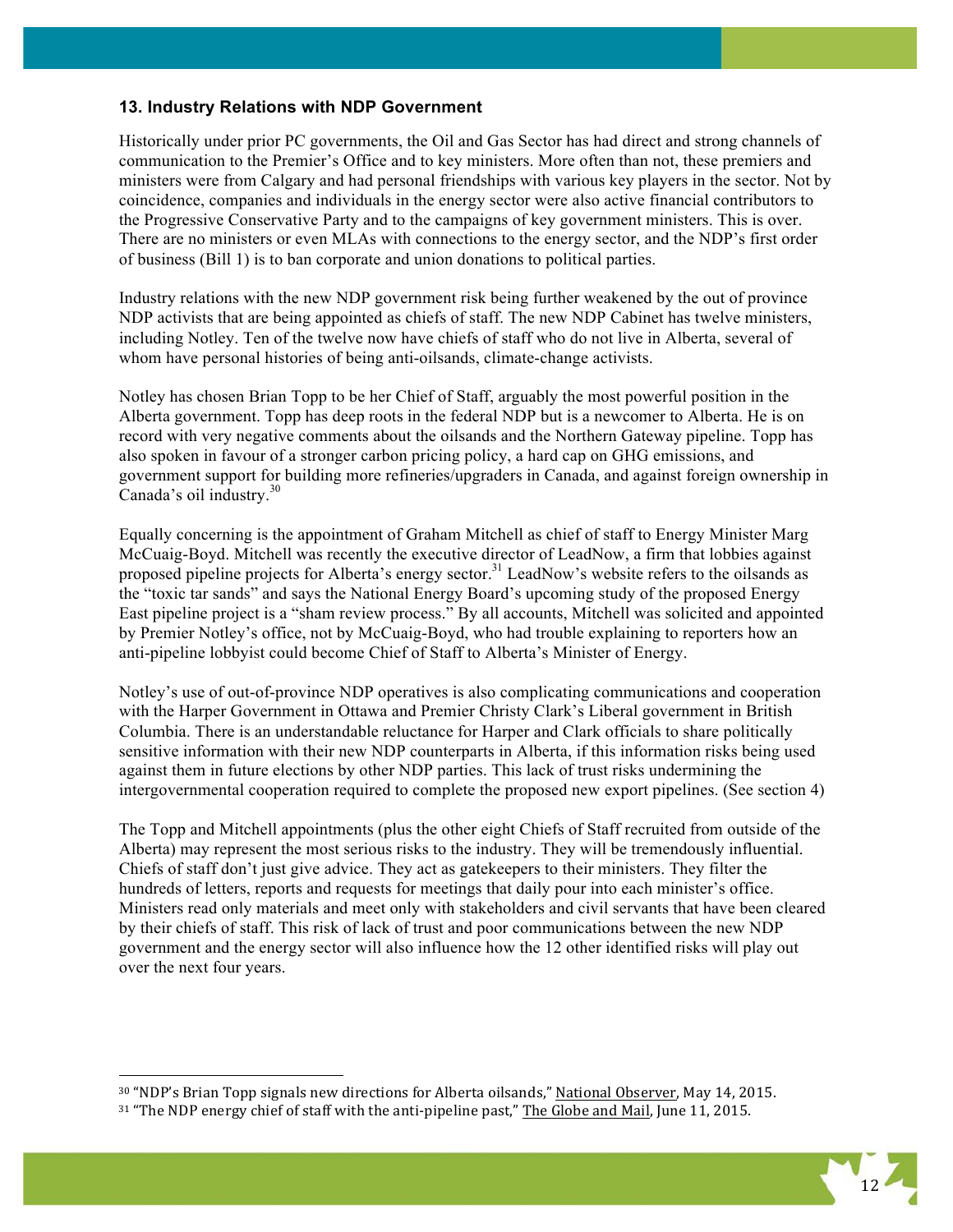### 13. Industry Relations with NDP Government

Historically under prior PC governments, the Oil and Gas Sector has had direct and strong channels of communication to the Premier's Office and to key ministers. More often than not, these premiers and ministers were from Calgary and had personal friendships with various key players in the sector. Not by coincidence, companies and individuals in the energy sector were also active financial contributors to the Progressive Conservative Party and to the campaigns of key government ministers. This is over. There are no ministers or even MLAs with connections to the energy sector, and the NDP's first order of business (Bill 1) is to ban corporate and union donations to political parties.

Industry relations with the new NDP government risk being further weakened by the out of province NDP activists that are being appointed as chiefs of staff. The new NDP Cabinet has twelve ministers, including Notley. Ten of the twelve now have chiefs of staff who do not live in Alberta, several of whom have personal histories of being anti-oilsands, climate-change activists.

Notley has chosen Brian Topp to be her Chief of Staff, arguably the most powerful position in the Alberta government. Topp has deep roots in the federal NDP but is a newcomer to Alberta. He is on record with very negative comments about the oilsands and the Northern Gateway pipeline. Topp has also spoken in favour of a stronger carbon pricing policy, a hard cap on GHG emissions, and government support for building more refineries/upgraders in Canada, and against foreign ownership in Canada's oil industry.[30]

Equally concerning is the appointment of Graham Mitchell as chief of staff to Energy Minister Marg McCuaig-Boyd. Mitchell was recently the executive director of LeadNow, a firm that lobbies against proposed pipeline projects for Alberta's energy sector.[31] LeadNow's website refers to the oilsands as the "toxic tar sands" and says the National Energy Board's upcoming study of the proposed Energy East pipeline project is a "sham review process." By all accounts, Mitchell was solicited and appointed by Premier Notley's office, not by McCuaig-Boyd, who had trouble explaining to reporters how an anti-pipeline lobbyist could become Chief of Staff to Alberta's Minister of Energy.

Notley's use of out-of-province NDP operatives is also complicating communications and cooperation with the Harper Government in Ottawa and Premier Christy Clark's Liberal government in British Columbia. There is an understandable reluctance for Harper and Clark officials to share politically sensitive information with their new NDP counterparts in Alberta, if this information risks being used against them in future elections by other NDP parties. This lack of trust risks undermining the intergovernmental cooperation required to complete the proposed new export pipelines. (See section 4)

The Topp and Mitchell appointments (plus the other eight Chiefs of Staff recruited from outside of the Alberta) may represent the most serious risks to the industry. They will be tremendously influential. Chiefs of staff don't just give advice. They act as gatekeepers to their ministers. They filter the hundreds of letters, reports and requests for meetings that daily pour into each minister's office. Ministers read only materials and meet only with stakeholders and civil servants that have been cleared by their chiefs of staff. This risk of lack of trust and poor communications between the new NDP government and the energy sector will also influence how the 12 other identified risks will play out over the next four years.

---

[30] "NDP's Brian Topp signals new directions for Alberta oilsands," National Observer, May 14, 2015.

[31] "The NDP energy chief of staff with the anti-pipeline past," The Globe and Mail, June 11, 2015.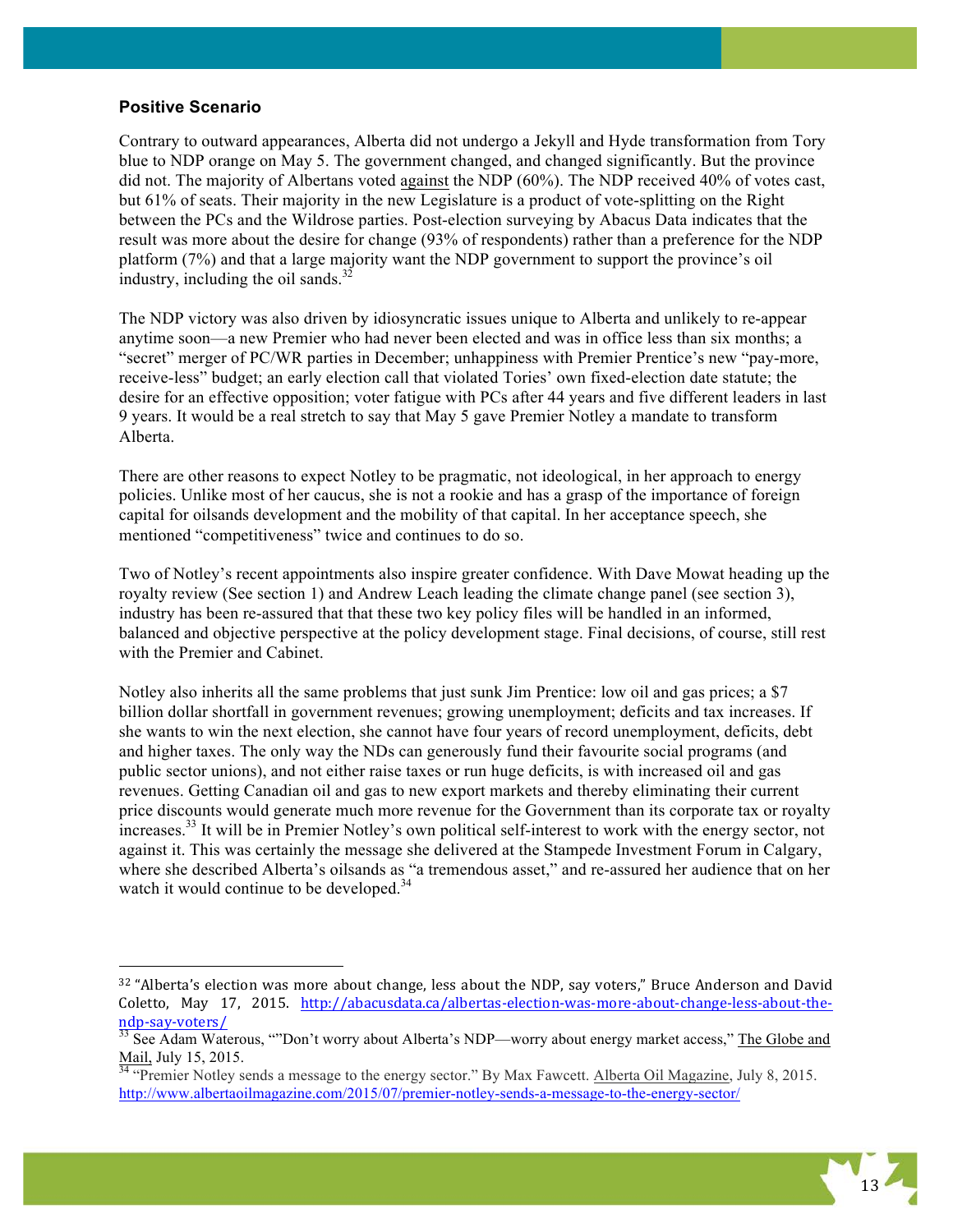### Positive Scenario

Contrary to outward appearances, Alberta did not undergo a Jekyll and Hyde transformation from Tory blue to NDP orange on May 5. The government changed, and changed significantly. But the province did not. The majority of Albertans voted against the NDP (60%). The NDP received 40% of votes cast, but 61% of seats. Their majority in the new Legislature is a product of vote-splitting on the Right between the PCs and the Wildrose parties. Post-election surveying by Abacus Data indicates that the result was more about the desire for change (93% of respondents) rather than a preference for the NDP platform (7%) and that a large majority want the NDP government to support the province's oil industry, including the oil sands.[32]

The NDP victory was also driven by idiosyncratic issues unique to Alberta and unlikely to re-appear anytime soon—a new Premier who had never been elected and was in office less than six months; a "secret" merger of PC/WR parties in December; unhappiness with Premier Prentice's new "pay-more, receive-less" budget; an early election call that violated Tories' own fixed-election date statute; the desire for an effective opposition; voter fatigue with PCs after 44 years and five different leaders in last 9 years. It would be a real stretch to say that May 5 gave Premier Notley a mandate to transform Alberta.

There are other reasons to expect Notley to be pragmatic, not ideological, in her approach to energy policies. Unlike most of her caucus, she is not a rookie and has a grasp of the importance of foreign capital for oilsands development and the mobility of that capital. In her acceptance speech, she mentioned "competitiveness" twice and continues to do so.

Two of Notley's recent appointments also inspire greater confidence. With Dave Mowat heading up the royalty review (See section 1) and Andrew Leach leading the climate change panel (see section 3), industry has been re-assured that that these two key policy files will be handled in an informed, balanced and objective perspective at the policy development stage. Final decisions, of course, still rest with the Premier and Cabinet.

Notley also inherits all the same problems that just sunk Jim Prentice: low oil and gas prices; a $7 billion dollar shortfall in government revenues; growing unemployment; deficits and tax increases. If she wants to win the next election, she cannot have four years of record unemployment, deficits, debt and higher taxes. The only way the NDs can generously fund their favourite social programs (and public sector unions), and not either raise taxes or run huge deficits, is with increased oil and gas revenues. Getting Canadian oil and gas to new export markets and thereby eliminating their current price discounts would generate much more revenue for the Government than its corporate tax or royalty increases.[33] It will be in Premier Notley's own political self-interest to work with the energy sector, not against it. This was certainly the message she delivered at the Stampede Investment Forum in Calgary, where she described Alberta's oilsands as "a tremendous asset," and re-assured her audience that on her watch it would continue to be developed.[34]

---

[32] "Alberta's election was more about change, less about the NDP, say voters," Bruce Anderson and David Coletto, May 17, 2015. http://abacusdata.ca/albertas-election-was-more-about-change-less-about-the-ndp-say-voters/

[33] See Adam Waterous, ""Don't worry about Alberta's NDP—worry about energy market access," The Globe and Mail, July 15, 2015.

[34] "Premier Notley sends a message to the energy sector." By Max Fawcett. Alberta Oil Magazine, July 8, 2015. http://www.albertaoilmagazine.com/2015/07/premier-notley-sends-a-message-to-the-energy-sector/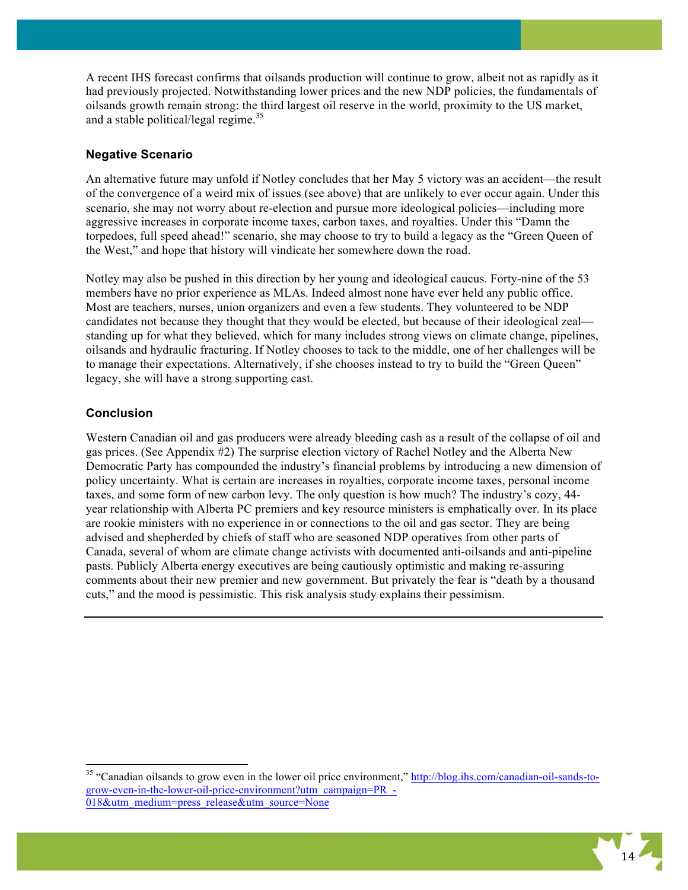A recent IHS forecast confirms that oilsands production will continue to grow, albeit not as rapidly as it had previously projected. Notwithstanding lower prices and the new NDP policies, the fundamentals of oilsands growth remain strong: the third largest oil reserve in the world, proximity to the US market, and a stable political/legal regime.[35]

### Negative Scenario

An alternative future may unfold if Notley concludes that her May 5 victory was an accident—the result of the convergence of a weird mix of issues (see above) that are unlikely to ever occur again. Under this scenario, she may not worry about re-election and pursue more ideological policies—including more aggressive increases in corporate income taxes, carbon taxes, and royalties. Under this "Damn the torpedoes, full speed ahead!" scenario, she may choose to try to build a legacy as the "Green Queen of the West," and hope that history will vindicate her somewhere down the road.

Notley may also be pushed in this direction by her young and ideological caucus. Forty-nine of the 53 members have no prior experience as MLAs. Indeed almost none have ever held any public office. Most are teachers, nurses, union organizers and even a few students. They volunteered to be NDP candidates not because they thought that they would be elected, but because of their ideological zeal—standing up for what they believed, which for many includes strong views on climate change, pipelines, oilsands and hydraulic fracturing. If Notley chooses to tack to the middle, one of her challenges will be to manage their expectations. Alternatively, if she chooses instead to try to build the "Green Queen" legacy, she will have a strong supporting cast.

### Conclusion

Western Canadian oil and gas producers were already bleeding cash as a result of the collapse of oil and gas prices. (See Appendix #2) The surprise election victory of Rachel Notley and the Alberta New Democratic Party has compounded the industry's financial problems by introducing a new dimension of policy uncertainty. What is certain are increases in royalties, corporate income taxes, personal income taxes, and some form of new carbon levy. The only question is how much? The industry's cozy, 44-year relationship with Alberta PC premiers and key resource ministers is emphatically over. In its place are rookie ministers with no experience in or connections to the oil and gas sector. They are being advised and shepherded by chiefs of staff who are seasoned NDP operatives from other parts of Canada, several of whom are climate change activists with documented anti-oilsands and anti-pipeline pasts. Publicly Alberta energy executives are being cautiously optimistic and making re-assuring comments about their new premier and new government. But privately the fear is "death by a thousand cuts," and the mood is pessimistic. This risk analysis study explains their pessimism.

---

[35] "Canadian oilsands to grow even in the lower oil price environment," http://blog.ihs.com/canadian-oil-sands-to-grow-even-in-the-lower-oil-price-environment?utm_campaign=PR_-018&utm_medium=press_release&utm_source=None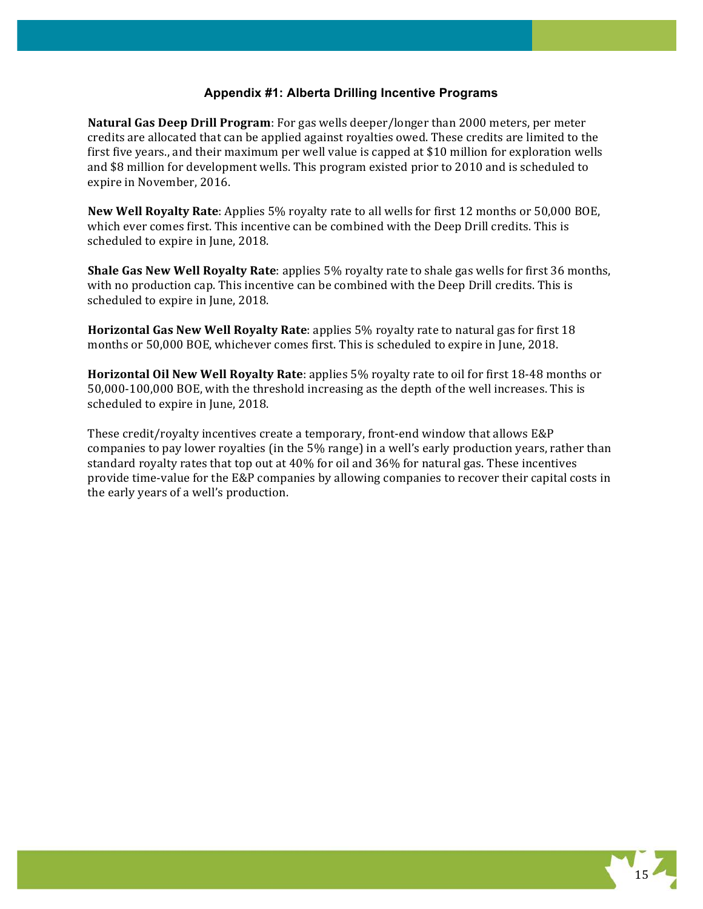## Appendix #1: Alberta Drilling Incentive Programs

**Natural Gas Deep Drill Program**: For gas wells deeper/longer than 2000 meters, per meter credits are allocated that can be applied against royalties owed. These credits are limited to the first five years., and their maximum per well value is capped at $10 million for exploration wells and $8 million for development wells. This program existed prior to 2010 and is scheduled to expire in November, 2016.

**New Well Royalty Rate**: Applies 5% royalty rate to all wells for first 12 months or 50,000 BOE, which ever comes first. This incentive can be combined with the Deep Drill credits. This is scheduled to expire in June, 2018.

**Shale Gas New Well Royalty Rate**: applies 5% royalty rate to shale gas wells for first 36 months, with no production cap. This incentive can be combined with the Deep Drill credits. This is scheduled to expire in June, 2018.

**Horizontal Gas New Well Royalty Rate**: applies 5% royalty rate to natural gas for first 18 months or 50,000 BOE, whichever comes first. This is scheduled to expire in June, 2018.

**Horizontal Oil New Well Royalty Rate**: applies 5% royalty rate to oil for first 18-48 months or 50,000-100,000 BOE, with the threshold increasing as the depth of the well increases. This is scheduled to expire in June, 2018.

These credit/royalty incentives create a temporary, front-end window that allows E&P companies to pay lower royalties (in the 5% range) in a well's early production years, rather than standard royalty rates that top out at 40% for oil and 36% for natural gas. These incentives provide time-value for the E&P companies by allowing companies to recover their capital costs in the early years of a well's production.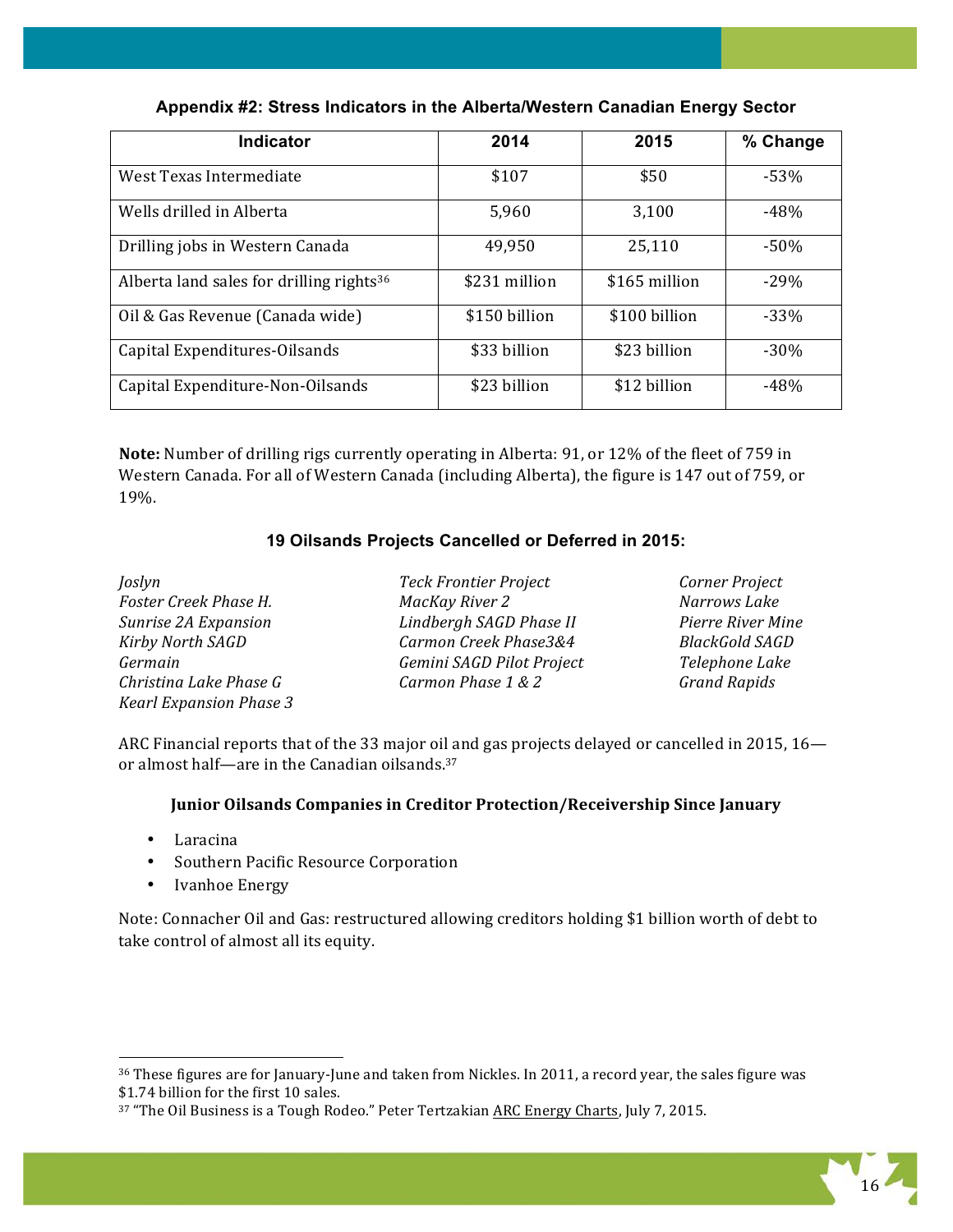## Appendix #2: Stress Indicators in the Alberta/Western Canadian Energy Sector

| Indicator | 2014 | 2015 | % Change |
|---|---|---|---|
| West Texas Intermediate | $107 | $50 | -53% |
| Wells drilled in Alberta | 5,960 | 3,100 | -48% |
| Drilling jobs in Western Canada | 49,950 | 25,110 | -50% |
| Alberta land sales for drilling rights[36] | $231 million | $165 million | -29% |
| Oil & Gas Revenue (Canada wide) | $150 billion | $100 billion | -33% |
| Capital Expenditures-Oilsands | $33 billion | $23 billion | -30% |
| Capital Expenditure-Non-Oilsands | $23 billion | $12 billion | -48% |

**Note:** Number of drilling rigs currently operating in Alberta: 91, or 12% of the fleet of 759 in Western Canada. For all of Western Canada (including Alberta), the figure is 147 out of 759, or 19%.

### 19 Oilsands Projects Cancelled or Deferred in 2015:

*Joslyn*
*Foster Creek Phase H.*
*Sunrise 2A Expansion*
*Kirby North SAGD*
*Germain*
*Christina Lake Phase G*
*Kearl Expansion Phase 3*
*Teck Frontier Project*
*MacKay River 2*
*Lindbergh SAGD Phase II*
*Carmon Creek Phase3&4*
*Gemini SAGD Pilot Project*
*Carmon Phase 1 & 2*
*Corner Project*
*Narrows Lake*
*Pierre River Mine*
*BlackGold SAGD*
*Telephone Lake*
*Grand Rapids*

ARC Financial reports that of the 33 major oil and gas projects delayed or cancelled in 2015, 16—or almost half—are in the Canadian oilsands.[37]

### Junior Oilsands Companies in Creditor Protection/Receivership Since January

- Laracina
- Southern Pacific Resource Corporation
- Ivanhoe Energy

Note: Connacher Oil and Gas: restructured allowing creditors holding $1 billion worth of debt to take control of almost all its equity.

---

[36] These figures are for January-June and taken from Nickles. In 2011, a record year, the sales figure was $1.74 billion for the first 10 sales.

[37] "The Oil Business is a Tough Rodeo." Peter Tertzakian ARC Energy Charts, July 7, 2015.